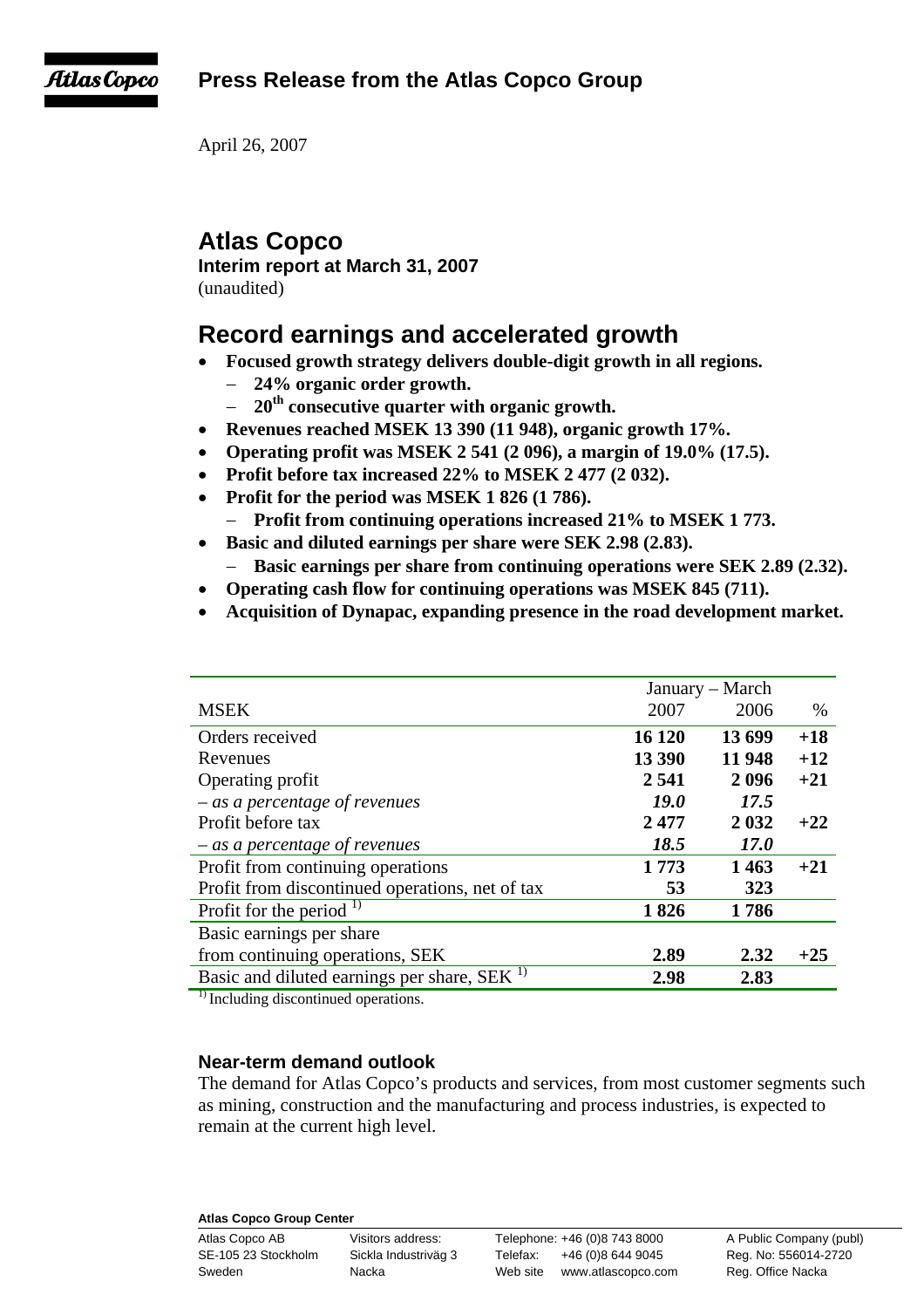**Press Release from the Atlas Copco Group**

April 26, 2007

# Atlas Copco

**Interim report at March 31, 2007**
(unaudited)

## Record earnings and accelerated growth

- **Focused growth strategy delivers double-digit growth in all regions.**
  - **24% organic order growth.**
  - **20th consecutive quarter with organic growth.**
- **Revenues reached MSEK 13 390 (11 948), organic growth 17%.**
- **Operating profit was MSEK 2 541 (2 096), a margin of 19.0% (17.5).**
- **Profit before tax increased 22% to MSEK 2 477 (2 032).**
- **Profit for the period was MSEK 1 826 (1 786).**
  - **Profit from continuing operations increased 21% to MSEK 1 773.**
- **Basic and diluted earnings per share were SEK 2.98 (2.83).**
  - **Basic earnings per share from continuing operations were SEK 2.89 (2.32).**
- **Operating cash flow for continuing operations was MSEK 845 (711).**
- **Acquisition of Dynapac, expanding presence in the road development market.**

| | January – March | | |
|---|---|---|---|
| MSEK | 2007 | 2006 | % |
| Orders received | **16 120** | **13 699** | **+18** |
| Revenues | **13 390** | **11 948** | **+12** |
| Operating profit | **2 541** | **2 096** | **+21** |
| *– as a percentage of revenues* | ***19.0*** | ***17.5*** | |
| Profit before tax | **2 477** | **2 032** | **+22** |
| *– as a percentage of revenues* | ***18.5*** | ***17.0*** | |
| Profit from continuing operations | **1 773** | **1 463** | **+21** |
| Profit from discontinued operations, net of tax | **53** | **323** | |
| Profit for the period [1] | **1 826** | **1 786** | |
| Basic earnings per share from continuing operations, SEK | **2.89** | **2.32** | **+25** |
| Basic and diluted earnings per share, SEK [1] | **2.98** | **2.83** | |

[1] Including discontinued operations.

### Near-term demand outlook

The demand for Atlas Copco's products and services, from most customer segments such as mining, construction and the manufacturing and process industries, is expected to remain at the current high level.

**Atlas Copco Group Center**

Atlas Copco AB
SE-105 23 Stockholm
Sweden

Visitors address:
Sickla Industriväg 3
Nacka

Telephone: +46 (0)8 743 8000
Telefax: +46 (0)8 644 9045
Web site www.atlascopco.com

A Public Company (publ)
Reg. No: 556014-2720
Reg. Office Nacka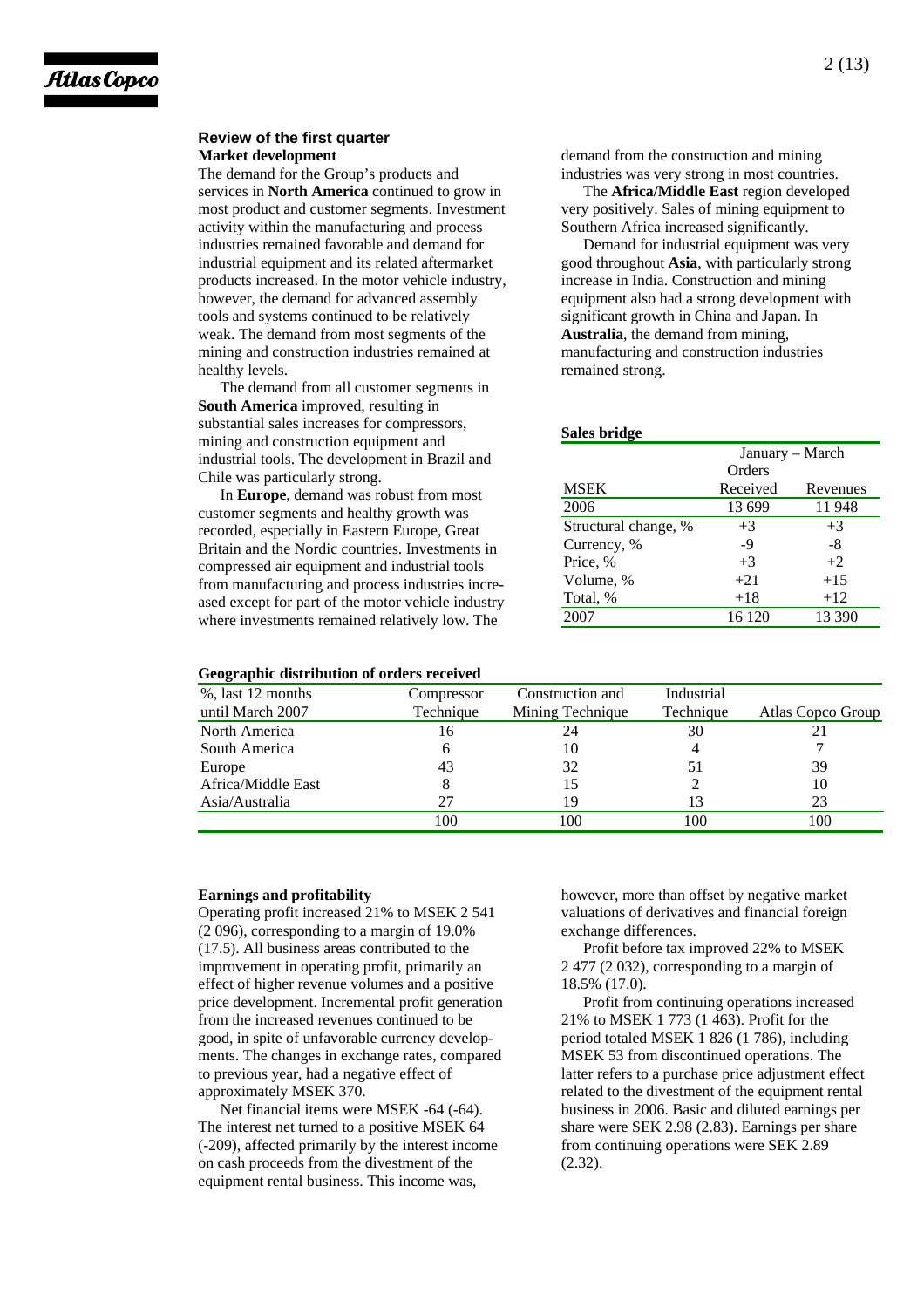## Review of the first quarter

### Market development

The demand for the Group's products and services in **North America** continued to grow in most product and customer segments. Investment activity within the manufacturing and process industries remained favorable and demand for industrial equipment and its related aftermarket products increased. In the motor vehicle industry, however, the demand for advanced assembly tools and systems continued to be relatively weak. The demand from most segments of the mining and construction industries remained at healthy levels.

The demand from all customer segments in **South America** improved, resulting in substantial sales increases for compressors, mining and construction equipment and industrial tools. The development in Brazil and Chile was particularly strong.

In **Europe**, demand was robust from most customer segments and healthy growth was recorded, especially in Eastern Europe, Great Britain and the Nordic countries. Investments in compressed air equipment and industrial tools from manufacturing and process industries increased except for part of the motor vehicle industry where investments remained relatively low. The demand from the construction and mining industries was very strong in most countries.

The **Africa/Middle East** region developed very positively. Sales of mining equipment to Southern Africa increased significantly.

Demand for industrial equipment was very good throughout **Asia**, with particularly strong increase in India. Construction and mining equipment also had a strong development with significant growth in China and Japan. In **Australia**, the demand from mining, manufacturing and construction industries remained strong.

**Sales bridge**

| | January – March | |
|---|---|---|
| MSEK | Orders Received | Revenues |
| 2006 | 13 699 | 11 948 |
| Structural change, % | +3 | +3 |
| Currency, % | -9 | -8 |
| Price, % | +3 | +2 |
| Volume, % | +21 | +15 |
| Total, % | +18 | +12 |
| 2007 | 16 120 | 13 390 |

**Geographic distribution of orders received**

| %, last 12 months until March 2007 | Compressor Technique | Construction and Mining Technique | Industrial Technique | Atlas Copco Group |
|---|---|---|---|---|
| North America | 16 | 24 | 30 | 21 |
| South America | 6 | 10 | 4 | 7 |
| Europe | 43 | 32 | 51 | 39 |
| Africa/Middle East | 8 | 15 | 2 | 10 |
| Asia/Australia | 27 | 19 | 13 | 23 |
| | 100 | 100 | 100 | 100 |

### Earnings and profitability

Operating profit increased 21% to MSEK 2 541 (2 096), corresponding to a margin of 19.0% (17.5). All business areas contributed to the improvement in operating profit, primarily an effect of higher revenue volumes and a positive price development. Incremental profit generation from the increased revenues continued to be good, in spite of unfavorable currency developments. The changes in exchange rates, compared to previous year, had a negative effect of approximately MSEK 370.

Net financial items were MSEK -64 (-64). The interest net turned to a positive MSEK 64 (-209), affected primarily by the interest income on cash proceeds from the divestment of the equipment rental business. This income was, however, more than offset by negative market valuations of derivatives and financial foreign exchange differences.

Profit before tax improved 22% to MSEK 2 477 (2 032), corresponding to a margin of 18.5% (17.0).

Profit from continuing operations increased 21% to MSEK 1 773 (1 463). Profit for the period totaled MSEK 1 826 (1 786), including MSEK 53 from discontinued operations. The latter refers to a purchase price adjustment effect related to the divestment of the equipment rental business in 2006. Basic and diluted earnings per share were SEK 2.98 (2.83). Earnings per share from continuing operations were SEK 2.89 (2.32).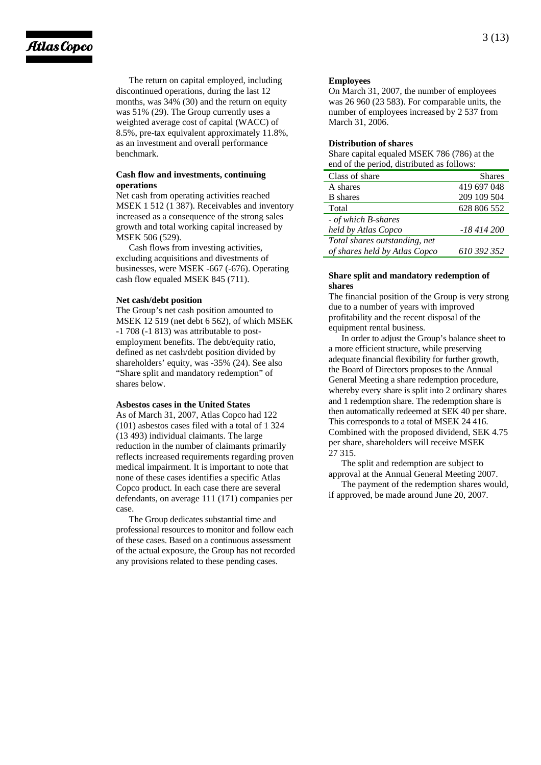The return on capital employed, including discontinued operations, during the last 12 months, was 34% (30) and the return on equity was 51% (29). The Group currently uses a weighted average cost of capital (WACC) of 8.5%, pre-tax equivalent approximately 11.8%, as an investment and overall performance benchmark.

**Cash flow and investments, continuing operations**

Net cash from operating activities reached MSEK 1 512 (1 387). Receivables and inventory increased as a consequence of the strong sales growth and total working capital increased by MSEK 506 (529).

Cash flows from investing activities, excluding acquisitions and divestments of businesses, were MSEK -667 (-676). Operating cash flow equaled MSEK 845 (711).

**Net cash/debt position**

The Group's net cash position amounted to MSEK 12 519 (net debt 6 562), of which MSEK -1 708 (-1 813) was attributable to post-employment benefits. The debt/equity ratio, defined as net cash/debt position divided by shareholders' equity, was -35% (24). See also "Share split and mandatory redemption" of shares below.

**Asbestos cases in the United States**

As of March 31, 2007, Atlas Copco had 122 (101) asbestos cases filed with a total of 1 324 (13 493) individual claimants. The large reduction in the number of claimants primarily reflects increased requirements regarding proven medical impairment. It is important to note that none of these cases identifies a specific Atlas Copco product. In each case there are several defendants, on average 111 (171) companies per case.

The Group dedicates substantial time and professional resources to monitor and follow each of these cases. Based on a continuous assessment of the actual exposure, the Group has not recorded any provisions related to these pending cases.

**Employees**

On March 31, 2007, the number of employees was 26 960 (23 583). For comparable units, the number of employees increased by 2 537 from March 31, 2006.

**Distribution of shares**

Share capital equaled MSEK 786 (786) at the end of the period, distributed as follows:

| Class of share | Shares |
|---|---|
| A shares | 419 697 048 |
| B shares | 209 109 504 |
| Total | 628 806 552 |
| *- of which B-shares held by Atlas Copco* | *-18 414 200* |
| *Total shares outstanding, net of shares held by Atlas Copco* | *610 392 352* |

**Share split and mandatory redemption of shares**

The financial position of the Group is very strong due to a number of years with improved profitability and the recent disposal of the equipment rental business.

In order to adjust the Group's balance sheet to a more efficient structure, while preserving adequate financial flexibility for further growth, the Board of Directors proposes to the Annual General Meeting a share redemption procedure, whereby every share is split into 2 ordinary shares and 1 redemption share. The redemption share is then automatically redeemed at SEK 40 per share. This corresponds to a total of MSEK 24 416. Combined with the proposed dividend, SEK 4.75 per share, shareholders will receive MSEK 27 315.

The split and redemption are subject to approval at the Annual General Meeting 2007.

The payment of the redemption shares would, if approved, be made around June 20, 2007.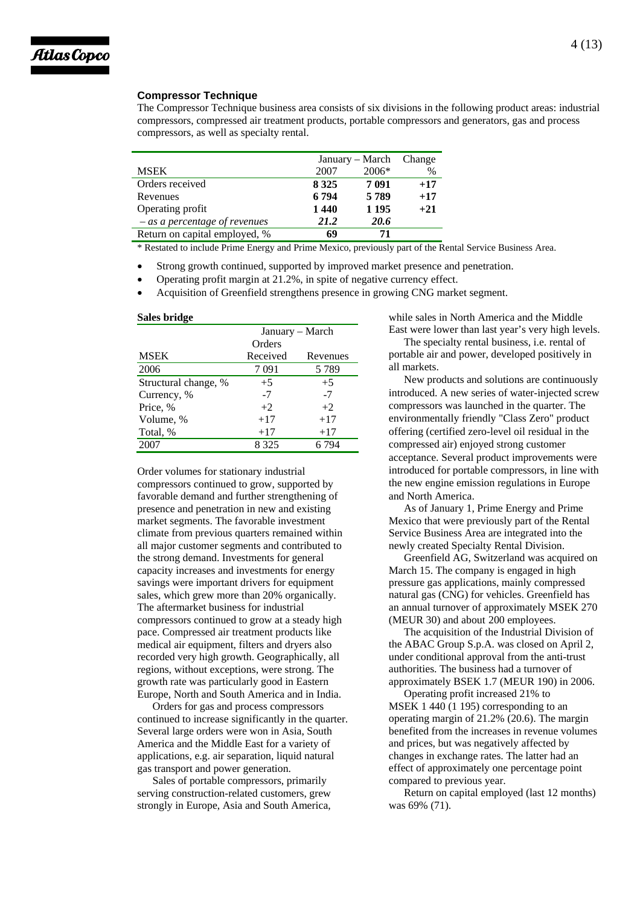## Compressor Technique

The Compressor Technique business area consists of six divisions in the following product areas: industrial compressors, compressed air treatment products, portable compressors and generators, gas and process compressors, as well as specialty rental.

| MSEK | January – March 2007 | 2006* | Change % |
|---|---|---|---|
| Orders received | **8 325** | **7 091** | **+17** |
| Revenues | **6 794** | **5 789** | **+17** |
| Operating profit | **1 440** | **1 195** | **+21** |
| *– as a percentage of revenues* | ***21.2*** | ***20.6*** | |
| Return on capital employed, % | **69** | **71** | |

\* Restated to include Prime Energy and Prime Mexico, previously part of the Rental Service Business Area.

- Strong growth continued, supported by improved market presence and penetration.
- Operating profit margin at 21.2%, in spite of negative currency effect.
- Acquisition of Greenfield strengthens presence in growing CNG market segment.

**Sales bridge**

| MSEK | January – March Orders Received | Revenues |
|---|---|---|
| 2006 | 7 091 | 5 789 |
| Structural change, % | +5 | +5 |
| Currency, % | -7 | -7 |
| Price, % | +2 | +2 |
| Volume, % | +17 | +17 |
| Total, % | +17 | +17 |
| 2007 | 8 325 | 6 794 |

Order volumes for stationary industrial compressors continued to grow, supported by favorable demand and further strengthening of presence and penetration in new and existing market segments. The favorable investment climate from previous quarters remained within all major customer segments and contributed to the strong demand. Investments for general capacity increases and investments for energy savings were important drivers for equipment sales, which grew more than 20% organically. The aftermarket business for industrial compressors continued to grow at a steady high pace. Compressed air treatment products like medical air equipment, filters and dryers also recorded very high growth. Geographically, all regions, without exceptions, were strong. The growth rate was particularly good in Eastern Europe, North and South America and in India.

Orders for gas and process compressors continued to increase significantly in the quarter. Several large orders were won in Asia, South America and the Middle East for a variety of applications, e.g. air separation, liquid natural gas transport and power generation.

Sales of portable compressors, primarily serving construction-related customers, grew strongly in Europe, Asia and South America, while sales in North America and the Middle East were lower than last year's very high levels.

The specialty rental business, i.e. rental of portable air and power, developed positively in all markets.

New products and solutions are continuously introduced. A new series of water-injected screw compressors was launched in the quarter. The environmentally friendly "Class Zero" product offering (certified zero-level oil residual in the compressed air) enjoyed strong customer acceptance. Several product improvements were introduced for portable compressors, in line with the new engine emission regulations in Europe and North America.

As of January 1, Prime Energy and Prime Mexico that were previously part of the Rental Service Business Area are integrated into the newly created Specialty Rental Division.

Greenfield AG, Switzerland was acquired on March 15. The company is engaged in high pressure gas applications, mainly compressed natural gas (CNG) for vehicles. Greenfield has an annual turnover of approximately MSEK 270 (MEUR 30) and about 200 employees.

The acquisition of the Industrial Division of the ABAC Group S.p.A. was closed on April 2, under conditional approval from the anti-trust authorities. The business had a turnover of approximately BSEK 1.7 (MEUR 190) in 2006.

Operating profit increased 21% to MSEK 1 440 (1 195) corresponding to an operating margin of 21.2% (20.6). The margin benefited from the increases in revenue volumes and prices, but was negatively affected by changes in exchange rates. The latter had an effect of approximately one percentage point compared to previous year.

Return on capital employed (last 12 months) was 69% (71).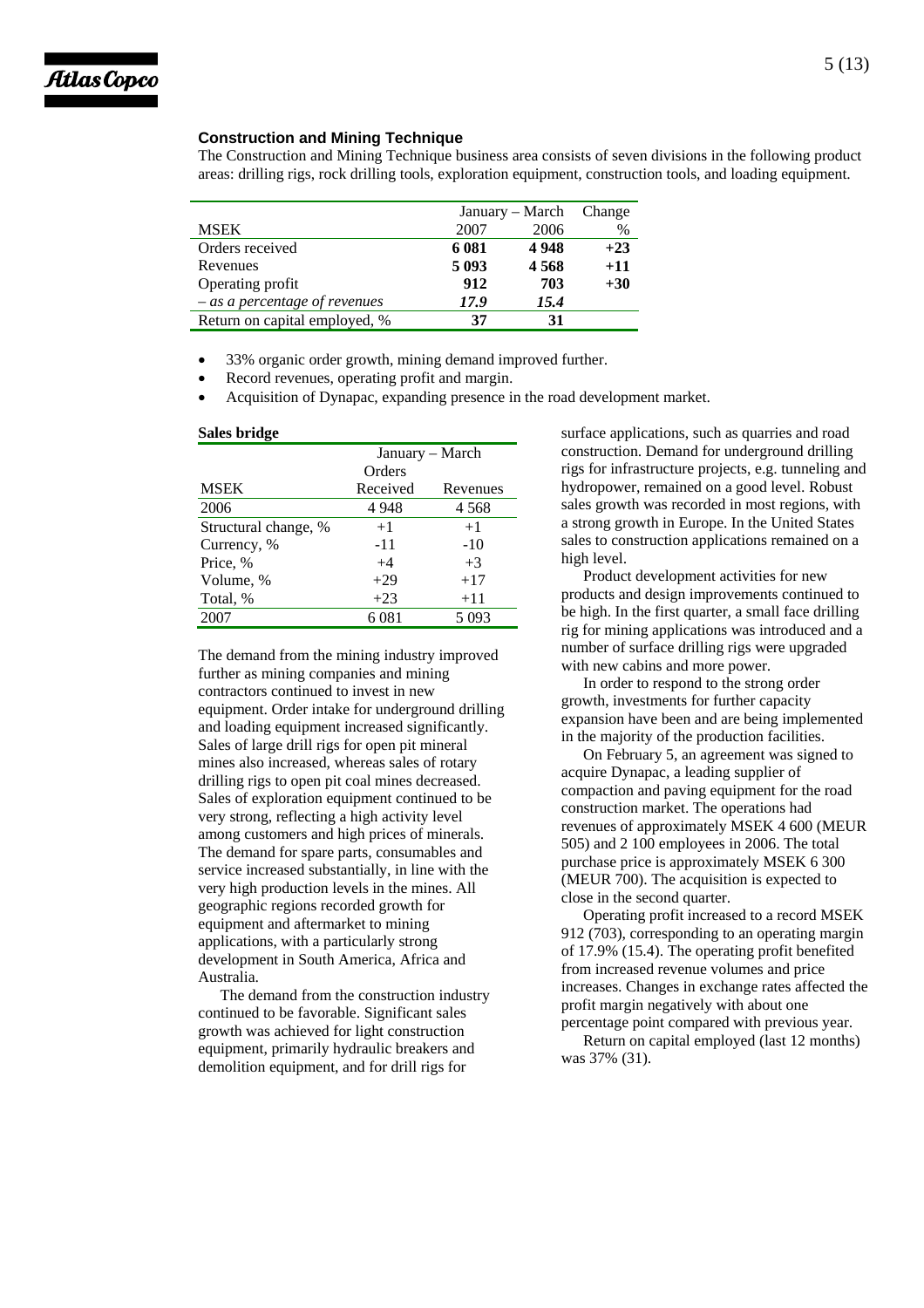## Construction and Mining Technique

The Construction and Mining Technique business area consists of seven divisions in the following product areas: drilling rigs, rock drilling tools, exploration equipment, construction tools, and loading equipment.

| | January – March | | Change |
|---|---|---|---|
| MSEK | 2007 | 2006 | % |
| Orders received | **6 081** | **4 948** | **+23** |
| Revenues | **5 093** | **4 568** | **+11** |
| Operating profit | **912** | **703** | **+30** |
| *– as a percentage of revenues* | ***17.9*** | ***15.4*** | |
| Return on capital employed, % | **37** | **31** | |

- 33% organic order growth, mining demand improved further.
- Record revenues, operating profit and margin.
- Acquisition of Dynapac, expanding presence in the road development market.

**Sales bridge**

| | January – March | |
|---|---|---|
| MSEK | Orders Received | Revenues |
| 2006 | 4 948 | 4 568 |
| Structural change, % | +1 | +1 |
| Currency, % | -11 | -10 |
| Price, % | +4 | +3 |
| Volume, % | +29 | +17 |
| Total, % | +23 | +11 |
| 2007 | 6 081 | 5 093 |

The demand from the mining industry improved further as mining companies and mining contractors continued to invest in new equipment. Order intake for underground drilling and loading equipment increased significantly. Sales of large drill rigs for open pit mineral mines also increased, whereas sales of rotary drilling rigs to open pit coal mines decreased. Sales of exploration equipment continued to be very strong, reflecting a high activity level among customers and high prices of minerals. The demand for spare parts, consumables and service increased substantially, in line with the very high production levels in the mines. All geographic regions recorded growth for equipment and aftermarket to mining applications, with a particularly strong development in South America, Africa and Australia.

The demand from the construction industry continued to be favorable. Significant sales growth was achieved for light construction equipment, primarily hydraulic breakers and demolition equipment, and for drill rigs for surface applications, such as quarries and road construction. Demand for underground drilling rigs for infrastructure projects, e.g. tunneling and hydropower, remained on a good level. Robust sales growth was recorded in most regions, with a strong growth in Europe. In the United States sales to construction applications remained on a high level.

Product development activities for new products and design improvements continued to be high. In the first quarter, a small face drilling rig for mining applications was introduced and a number of surface drilling rigs were upgraded with new cabins and more power.

In order to respond to the strong order growth, investments for further capacity expansion have been and are being implemented in the majority of the production facilities.

On February 5, an agreement was signed to acquire Dynapac, a leading supplier of compaction and paving equipment for the road construction market. The operations had revenues of approximately MSEK 4 600 (MEUR 505) and 2 100 employees in 2006. The total purchase price is approximately MSEK 6 300 (MEUR 700). The acquisition is expected to close in the second quarter.

Operating profit increased to a record MSEK 912 (703), corresponding to an operating margin of 17.9% (15.4). The operating profit benefited from increased revenue volumes and price increases. Changes in exchange rates affected the profit margin negatively with about one percentage point compared with previous year.

Return on capital employed (last 12 months) was 37% (31).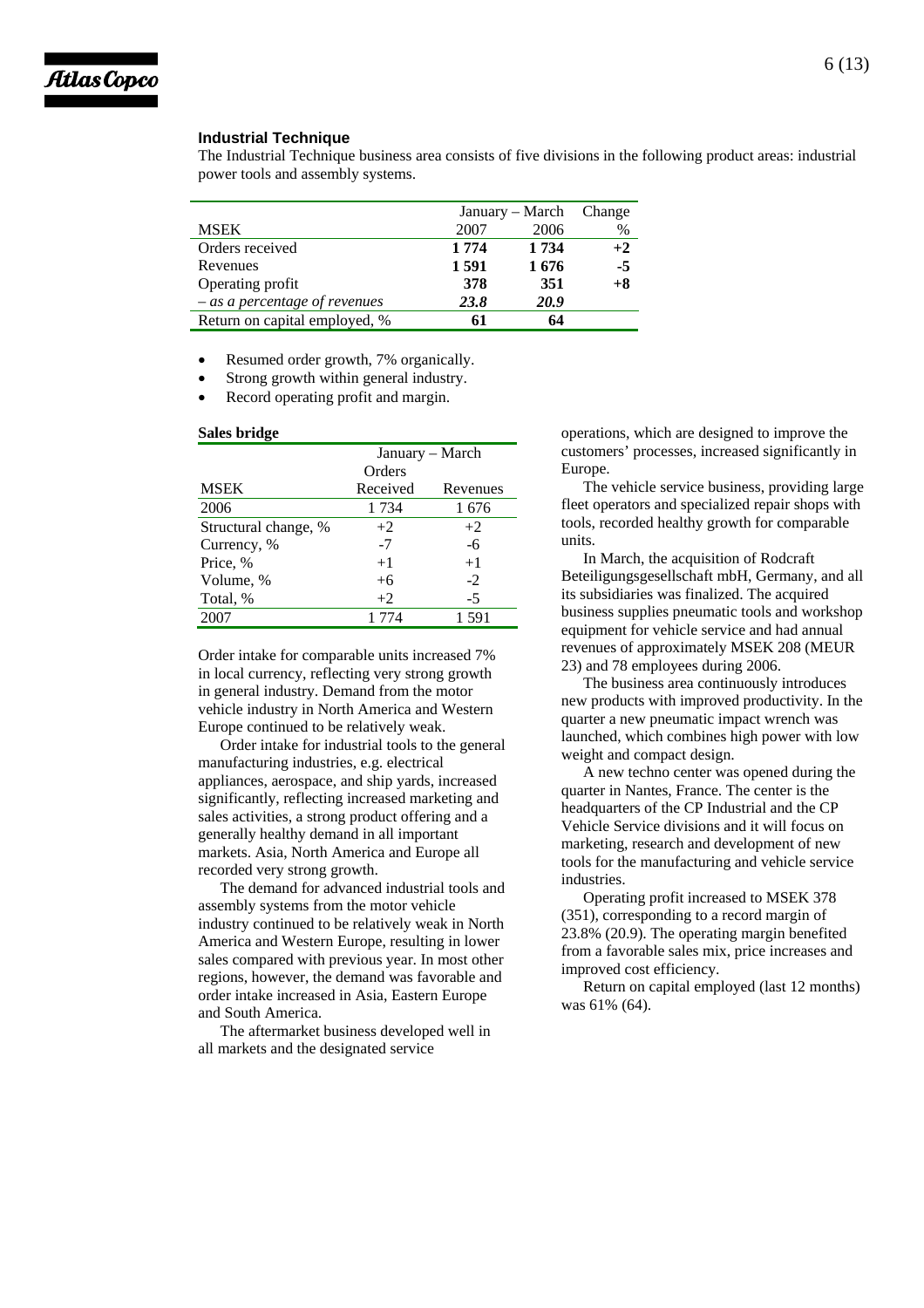## Industrial Technique

The Industrial Technique business area consists of five divisions in the following product areas: industrial power tools and assembly systems.

| MSEK | January – March 2007 | 2006 | Change % |
|---|---|---|---|
| Orders received | **1 774** | **1 734** | **+2** |
| Revenues | **1 591** | **1 676** | **-5** |
| Operating profit | **378** | **351** | **+8** |
| *– as a percentage of revenues* | ***23.8*** | ***20.9*** | |
| Return on capital employed, % | **61** | **64** | |

- Resumed order growth, 7% organically.
- Strong growth within general industry.
- Record operating profit and margin.

**Sales bridge**

| | January – March | |
|---|---|---|
| MSEK | Orders Received | Revenues |
| 2006 | 1 734 | 1 676 |
| Structural change, % | +2 | +2 |
| Currency, % | -7 | -6 |
| Price, % | +1 | +1 |
| Volume, % | +6 | -2 |
| Total, % | +2 | -5 |
| 2007 | 1 774 | 1 591 |

Order intake for comparable units increased 7% in local currency, reflecting very strong growth in general industry. Demand from the motor vehicle industry in North America and Western Europe continued to be relatively weak.

Order intake for industrial tools to the general manufacturing industries, e.g. electrical appliances, aerospace, and ship yards, increased significantly, reflecting increased marketing and sales activities, a strong product offering and a generally healthy demand in all important markets. Asia, North America and Europe all recorded very strong growth.

The demand for advanced industrial tools and assembly systems from the motor vehicle industry continued to be relatively weak in North America and Western Europe, resulting in lower sales compared with previous year. In most other regions, however, the demand was favorable and order intake increased in Asia, Eastern Europe and South America.

The aftermarket business developed well in all markets and the designated service operations, which are designed to improve the customers' processes, increased significantly in Europe.

The vehicle service business, providing large fleet operators and specialized repair shops with tools, recorded healthy growth for comparable units.

In March, the acquisition of Rodcraft Beteiligungsgesellschaft mbH, Germany, and all its subsidiaries was finalized. The acquired business supplies pneumatic tools and workshop equipment for vehicle service and had annual revenues of approximately MSEK 208 (MEUR 23) and 78 employees during 2006.

The business area continuously introduces new products with improved productivity. In the quarter a new pneumatic impact wrench was launched, which combines high power with low weight and compact design.

A new techno center was opened during the quarter in Nantes, France. The center is the headquarters of the CP Industrial and the CP Vehicle Service divisions and it will focus on marketing, research and development of new tools for the manufacturing and vehicle service industries.

Operating profit increased to MSEK 378 (351), corresponding to a record margin of 23.8% (20.9). The operating margin benefited from a favorable sales mix, price increases and improved cost efficiency.

Return on capital employed (last 12 months) was 61% (64).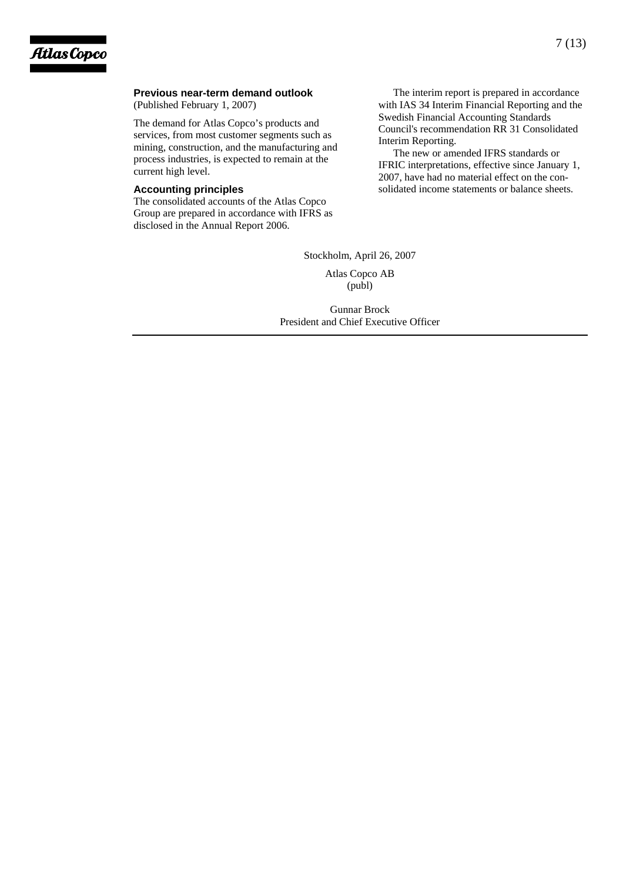**Previous near-term demand outlook**

(Published February 1, 2007)

The demand for Atlas Copco's products and services, from most customer segments such as mining, construction, and the manufacturing and process industries, is expected to remain at the current high level.

**Accounting principles**

The consolidated accounts of the Atlas Copco Group are prepared in accordance with IFRS as disclosed in the Annual Report 2006.

The interim report is prepared in accordance with IAS 34 Interim Financial Reporting and the Swedish Financial Accounting Standards Council's recommendation RR 31 Consolidated Interim Reporting.

The new or amended IFRS standards or IFRIC interpretations, effective since January 1, 2007, have had no material effect on the consolidated income statements or balance sheets.

Stockholm, April 26, 2007

Atlas Copco AB
(publ)

Gunnar Brock
President and Chief Executive Officer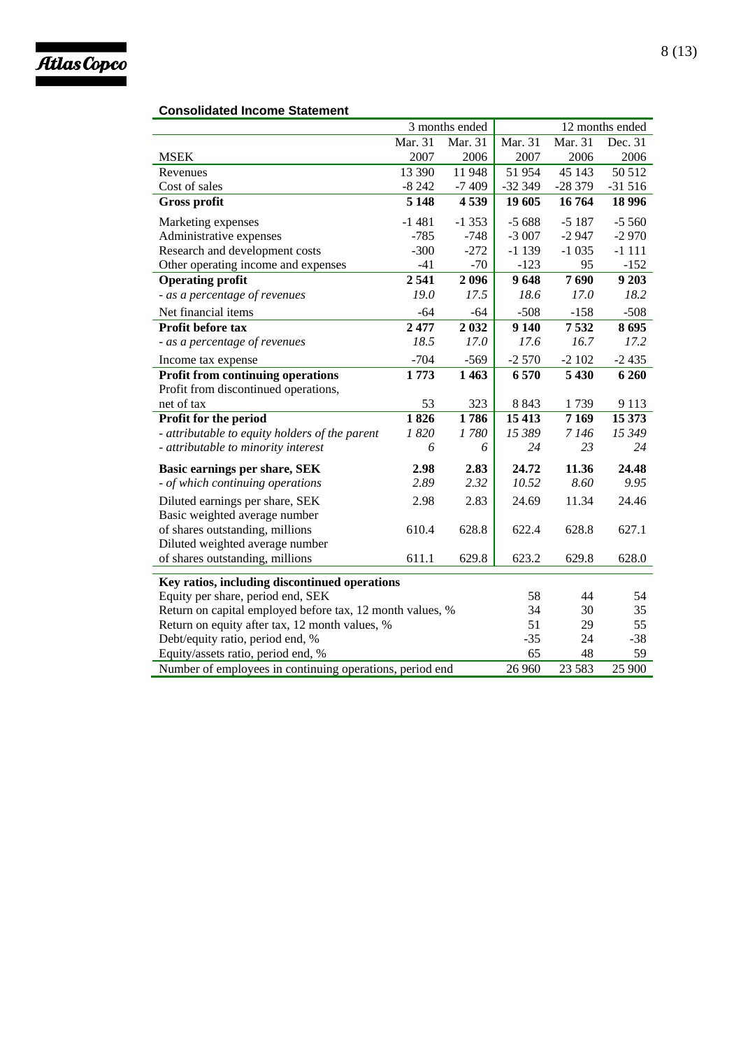### Consolidated Income Statement

| MSEK | 3 months ended | | 12 months ended | | |
|---|---|---|---|---|---|
| | Mar. 31 2007 | Mar. 31 2006 | Mar. 31 2007 | Mar. 31 2006 | Dec. 31 2006 |
| Revenues | 13 390 | 11 948 | 51 954 | 45 143 | 50 512 |
| Cost of sales | -8 242 | -7 409 | -32 349 | -28 379 | -31 516 |
| **Gross profit** | **5 148** | **4 539** | **19 605** | **16 764** | **18 996** |
| Marketing expenses | -1 481 | -1 353 | -5 688 | -5 187 | -5 560 |
| Administrative expenses | -785 | -748 | -3 007 | -2 947 | -2 970 |
| Research and development costs | -300 | -272 | -1 139 | -1 035 | -1 111 |
| Other operating income and expenses | -41 | -70 | -123 | 95 | -152 |
| **Operating profit** | **2 541** | **2 096** | **9 648** | **7 690** | **9 203** |
| *- as a percentage of revenues* | *19.0* | *17.5* | *18.6* | *17.0* | *18.2* |
| Net financial items | -64 | -64 | -508 | -158 | -508 |
| **Profit before tax** | **2 477** | **2 032** | **9 140** | **7 532** | **8 695** |
| *- as a percentage of revenues* | *18.5* | *17.0* | *17.6* | *16.7* | *17.2* |
| Income tax expense | -704 | -569 | -2 570 | -2 102 | -2 435 |
| **Profit from continuing operations** | **1 773** | **1 463** | **6 570** | **5 430** | **6 260** |
| Profit from discontinued operations, net of tax | 53 | 323 | 8 843 | 1 739 | 9 113 |
| **Profit for the period** | **1 826** | **1 786** | **15 413** | **7 169** | **15 373** |
| *- attributable to equity holders of the parent* | *1 820* | *1 780* | *15 389* | *7 146* | *15 349* |
| *- attributable to minority interest* | *6* | *6* | *24* | *23* | *24* |
| **Basic earnings per share, SEK** | **2.98** | **2.83** | **24.72** | **11.36** | **24.48** |
| *- of which continuing operations* | *2.89* | *2.32* | *10.52* | *8.60* | *9.95* |
| Diluted earnings per share, SEK | 2.98 | 2.83 | 24.69 | 11.34 | 24.46 |
| Basic weighted average number of shares outstanding, millions | 610.4 | 628.8 | 622.4 | 628.8 | 627.1 |
| Diluted weighted average number of shares outstanding, millions | 611.1 | 629.8 | 623.2 | 629.8 | 628.0 |

| **Key ratios, including discontinued operations** | Mar. 31 2007 | Mar. 31 2006 | Dec. 31 2006 |
|---|---|---|---|
| Equity per share, period end, SEK | 58 | 44 | 54 |
| Return on capital employed before tax, 12 month values, % | 34 | 30 | 35 |
| Return on equity after tax, 12 month values, % | 51 | 29 | 55 |
| Debt/equity ratio, period end, % | -35 | 24 | -38 |
| Equity/assets ratio, period end, % | 65 | 48 | 59 |
| Number of employees in continuing operations, period end | 26 960 | 23 583 | 25 900 |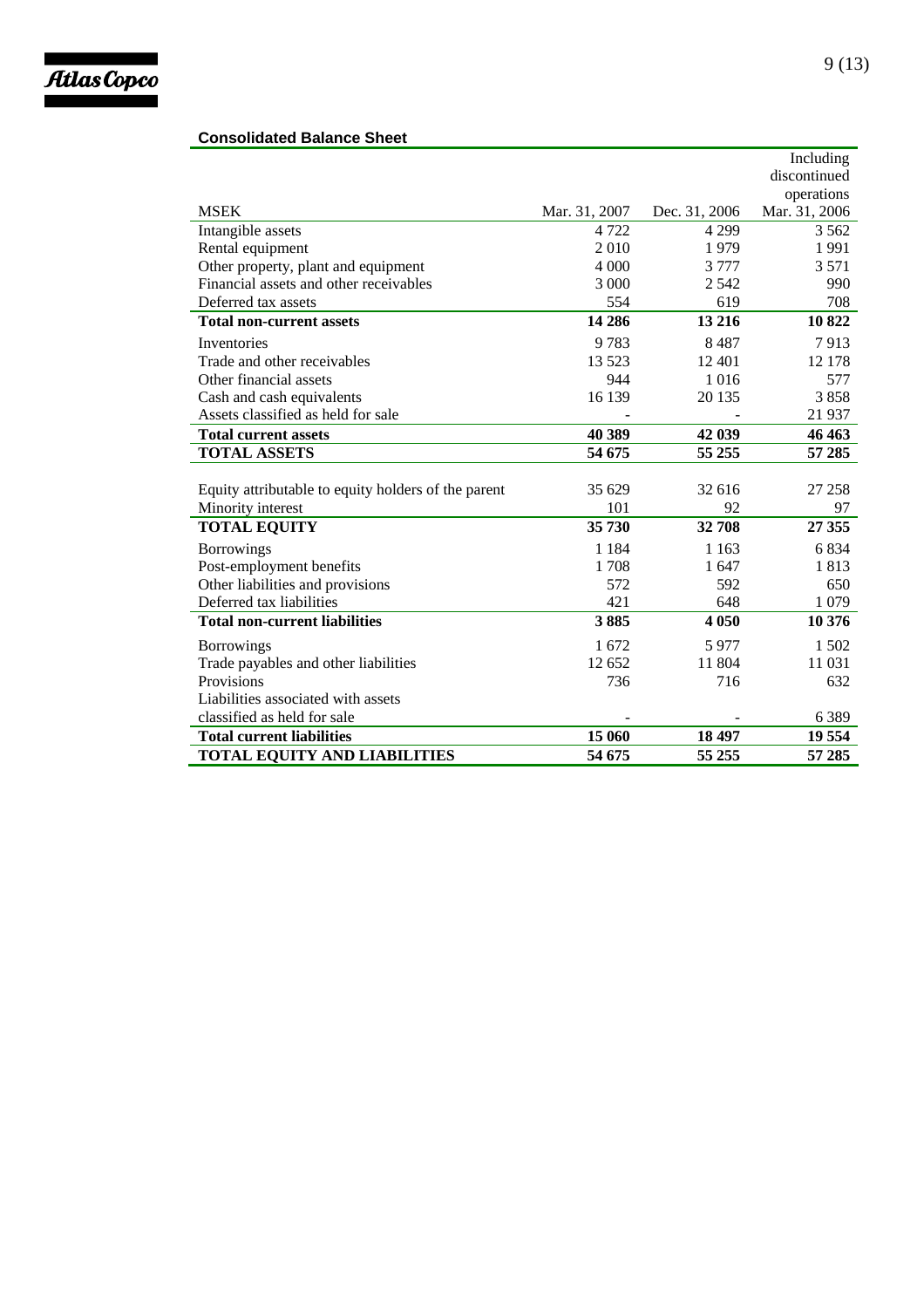**Consolidated Balance Sheet**

| MSEK | Mar. 31, 2007 | Dec. 31, 2006 | Including discontinued operations Mar. 31, 2006 |
|---|---|---|---|
| Intangible assets | 4 722 | 4 299 | 3 562 |
| Rental equipment | 2 010 | 1 979 | 1 991 |
| Other property, plant and equipment | 4 000 | 3 777 | 3 571 |
| Financial assets and other receivables | 3 000 | 2 542 | 990 |
| Deferred tax assets | 554 | 619 | 708 |
| **Total non-current assets** | **14 286** | **13 216** | **10 822** |
| Inventories | 9 783 | 8 487 | 7 913 |
| Trade and other receivables | 13 523 | 12 401 | 12 178 |
| Other financial assets | 944 | 1 016 | 577 |
| Cash and cash equivalents | 16 139 | 20 135 | 3 858 |
| Assets classified as held for sale | - | - | 21 937 |
| **Total current assets** | **40 389** | **42 039** | **46 463** |
| **TOTAL ASSETS** | **54 675** | **55 255** | **57 285** |
| | | | |
| Equity attributable to equity holders of the parent | 35 629 | 32 616 | 27 258 |
| Minority interest | 101 | 92 | 97 |
| **TOTAL EQUITY** | **35 730** | **32 708** | **27 355** |
| Borrowings | 1 184 | 1 163 | 6 834 |
| Post-employment benefits | 1 708 | 1 647 | 1 813 |
| Other liabilities and provisions | 572 | 592 | 650 |
| Deferred tax liabilities | 421 | 648 | 1 079 |
| **Total non-current liabilities** | **3 885** | **4 050** | **10 376** |
| Borrowings | 1 672 | 5 977 | 1 502 |
| Trade payables and other liabilities | 12 652 | 11 804 | 11 031 |
| Provisions | 736 | 716 | 632 |
| Liabilities associated with assets classified as held for sale | - | - | 6 389 |
| **Total current liabilities** | **15 060** | **18 497** | **19 554** |
| **TOTAL EQUITY AND LIABILITIES** | **54 675** | **55 255** | **57 285** |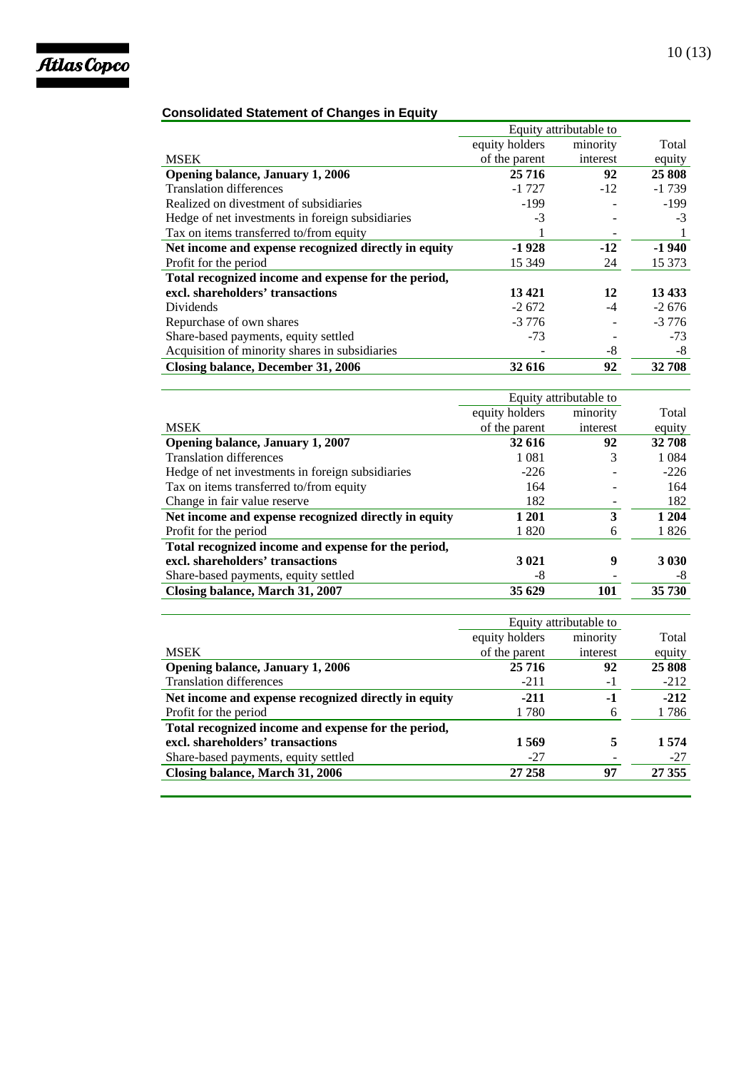## Consolidated Statement of Changes in Equity

| MSEK | Equity attributable to equity holders of the parent | Equity attributable to minority interest | Total equity |
|---|---|---|---|
| **Opening balance, January 1, 2006** | **25 716** | **92** | **25 808** |
| Translation differences | -1 727 | -12 | -1 739 |
| Realized on divestment of subsidiaries | -199 | - | -199 |
| Hedge of net investments in foreign subsidiaries | -3 | - | -3 |
| Tax on items transferred to/from equity | 1 | - | 1 |
| **Net income and expense recognized directly in equity** | **-1 928** | **-12** | **-1 940** |
| Profit for the period | 15 349 | 24 | 15 373 |
| **Total recognized income and expense for the period, excl. shareholders' transactions** | **13 421** | **12** | **13 433** |
| Dividends | -2 672 | -4 | -2 676 |
| Repurchase of own shares | -3 776 | - | -3 776 |
| Share-based payments, equity settled | -73 | - | -73 |
| Acquisition of minority shares in subsidiaries | - | -8 | -8 |
| **Closing balance, December 31, 2006** | **32 616** | **92** | **32 708** |

| MSEK | Equity attributable to equity holders of the parent | Equity attributable to minority interest | Total equity |
|---|---|---|---|
| **Opening balance, January 1, 2007** | **32 616** | **92** | **32 708** |
| Translation differences | 1 081 | 3 | 1 084 |
| Hedge of net investments in foreign subsidiaries | -226 | - | -226 |
| Tax on items transferred to/from equity | 164 | - | 164 |
| Change in fair value reserve | 182 | - | 182 |
| **Net income and expense recognized directly in equity** | **1 201** | **3** | **1 204** |
| Profit for the period | 1 820 | 6 | 1 826 |
| **Total recognized income and expense for the period, excl. shareholders' transactions** | **3 021** | **9** | **3 030** |
| Share-based payments, equity settled | -8 | - | -8 |
| **Closing balance, March 31, 2007** | **35 629** | **101** | **35 730** |

| MSEK | Equity attributable to equity holders of the parent | Equity attributable to minority interest | Total equity |
|---|---|---|---|
| **Opening balance, January 1, 2006** | **25 716** | **92** | **25 808** |
| Translation differences | -211 | -1 | -212 |
| **Net income and expense recognized directly in equity** | **-211** | **-1** | **-212** |
| Profit for the period | 1 780 | 6 | 1 786 |
| **Total recognized income and expense for the period, excl. shareholders' transactions** | **1 569** | **5** | **1 574** |
| Share-based payments, equity settled | -27 | - | -27 |
| **Closing balance, March 31, 2006** | **27 258** | **97** | **27 355** |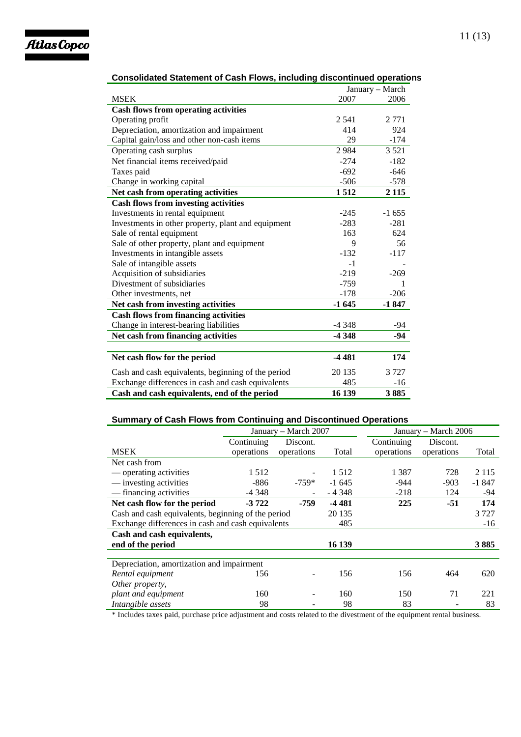## Consolidated Statement of Cash Flows, including discontinued operations

| MSEK | January – March 2007 | 2006 |
|---|---|---|
| **Cash flows from operating activities** | | |
| Operating profit | 2 541 | 2 771 |
| Depreciation, amortization and impairment | 414 | 924 |
| Capital gain/loss and other non-cash items | 29 | -174 |
| Operating cash surplus | 2 984 | 3 521 |
| Net financial items received/paid | -274 | -182 |
| Taxes paid | -692 | -646 |
| Change in working capital | -506 | -578 |
| **Net cash from operating activities** | **1 512** | **2 115** |
| **Cash flows from investing activities** | | |
| Investments in rental equipment | -245 | -1 655 |
| Investments in other property, plant and equipment | -283 | -281 |
| Sale of rental equipment | 163 | 624 |
| Sale of other property, plant and equipment | 9 | 56 |
| Investments in intangible assets | -132 | -117 |
| Sale of intangible assets | -1 | - |
| Acquisition of subsidiaries | -219 | -269 |
| Divestment of subsidiaries | -759 | 1 |
| Other investments, net | -178 | -206 |
| **Net cash from investing activities** | **-1 645** | **-1 847** |
| **Cash flows from financing activities** | | |
| Change in interest-bearing liabilities | -4 348 | -94 |
| **Net cash from financing activities** | **-4 348** | **-94** |
| | | |
| **Net cash flow for the period** | **-4 481** | **174** |
| Cash and cash equivalents, beginning of the period | 20 135 | 3 727 |
| Exchange differences in cash and cash equivalents | 485 | -16 |
| **Cash and cash equivalents, end of the period** | **16 139** | **3 885** |

## Summary of Cash Flows from Continuing and Discontinued Operations

| | January – March 2007 | | | January – March 2006 | | |
|---|---|---|---|---|---|---|
| MSEK | Continuing operations | Discont. operations | Total | Continuing operations | Discont. operations | Total |
| Net cash from | | | | | | |
| — operating activities | 1 512 | - | 1 512 | 1 387 | 728 | 2 115 |
| — investing activities | -886 | -759* | -1 645 | -944 | -903 | -1 847 |
| — financing activities | -4 348 | - | - 4 348 | -218 | 124 | -94 |
| **Net cash flow for the period** | **-3 722** | **-759** | **-4 481** | **225** | **-51** | **174** |
| Cash and cash equivalents, beginning of the period | | | 20 135 | | | 3 727 |
| Exchange differences in cash and cash equivalents | | | 485 | | | -16 |
| **Cash and cash equivalents, end of the period** | | | **16 139** | | | **3 885** |
| | | | | | | |
| Depreciation, amortization and impairment | | | | | | |
| *Rental equipment* | 156 | - | 156 | 156 | 464 | 620 |
| *Other property, plant and equipment* | 160 | - | 160 | 150 | 71 | 221 |
| *Intangible assets* | 98 | - | 98 | 83 | - | 83 |

\* Includes taxes paid, purchase price adjustment and costs related to the divestment of the equipment rental business.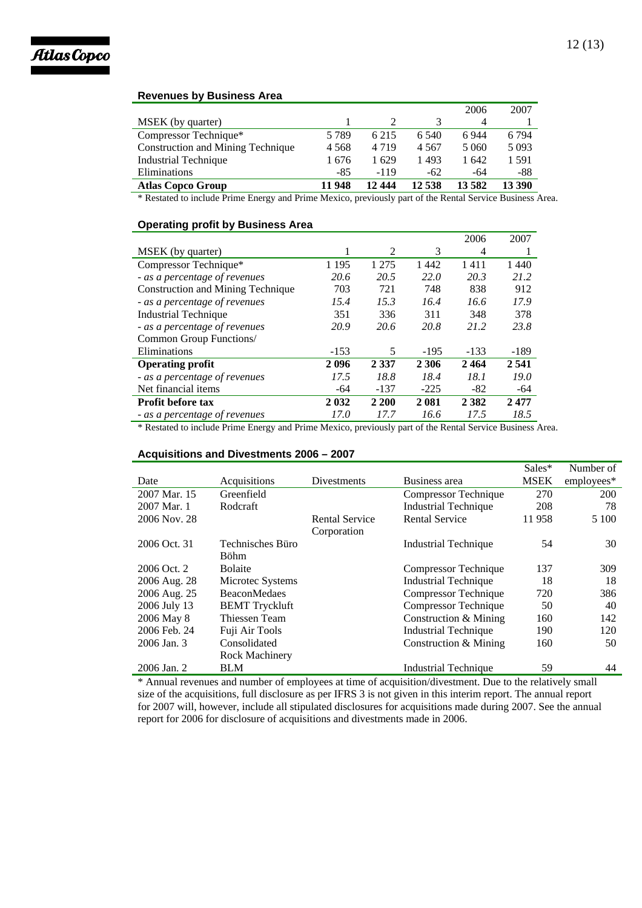## Revenues by Business Area

| MSEK (by quarter) | 2006<br>1 | 2 | 3 | 4 | 2007<br>1 |
|---|---|---|---|---|---|
| Compressor Technique* | 5 789 | 6 215 | 6 540 | 6 944 | 6 794 |
| Construction and Mining Technique | 4 568 | 4 719 | 4 567 | 5 060 | 5 093 |
| Industrial Technique | 1 676 | 1 629 | 1 493 | 1 642 | 1 591 |
| Eliminations | -85 | -119 | -62 | -64 | -88 |
| **Atlas Copco Group** | **11 948** | **12 444** | **12 538** | **13 582** | **13 390** |

\* Restated to include Prime Energy and Prime Mexico, previously part of the Rental Service Business Area.

## Operating profit by Business Area

| MSEK (by quarter) | 2006<br>1 | 2 | 3 | 4 | 2007<br>1 |
|---|---|---|---|---|---|
| Compressor Technique* | 1 195 | 1 275 | 1 442 | 1 411 | 1 440 |
| *- as a percentage of revenues* | *20.6* | *20.5* | *22.0* | *20.3* | *21.2* |
| Construction and Mining Technique | 703 | 721 | 748 | 838 | 912 |
| *- as a percentage of revenues* | *15.4* | *15.3* | *16.4* | *16.6* | *17.9* |
| Industrial Technique | 351 | 336 | 311 | 348 | 378 |
| *- as a percentage of revenues* | *20.9* | *20.6* | *20.8* | *21.2* | *23.8* |
| Common Group Functions/ Eliminations | -153 | 5 | -195 | -133 | -189 |
| **Operating profit** | **2 096** | **2 337** | **2 306** | **2 464** | **2 541** |
| *- as a percentage of revenues* | *17.5* | *18.8* | *18.4* | *18.1* | *19.0* |
| Net financial items | -64 | -137 | -225 | -82 | -64 |
| **Profit before tax** | **2 032** | **2 200** | **2 081** | **2 382** | **2 477** |
| *- as a percentage of revenues* | *17.0* | *17.7* | *16.6* | *17.5* | *18.5* |

\* Restated to include Prime Energy and Prime Mexico, previously part of the Rental Service Business Area.

## Acquisitions and Divestments 2006 – 2007

| Date | Acquisitions | Divestments | Business area | Sales* MSEK | Number of employees* |
|---|---|---|---|---|---|
| 2007 Mar. 15 | Greenfield | | Compressor Technique | 270 | 200 |
| 2007 Mar. 1 | Rodcraft | | Industrial Technique | 208 | 78 |
| 2006 Nov. 28 | | Rental Service Corporation | Rental Service | 11 958 | 5 100 |
| 2006 Oct. 31 | Technisches Büro Böhm | | Industrial Technique | 54 | 30 |
| 2006 Oct. 2 | Bolaite | | Compressor Technique | 137 | 309 |
| 2006 Aug. 28 | Microtec Systems | | Industrial Technique | 18 | 18 |
| 2006 Aug. 25 | BeaconMedaes | | Compressor Technique | 720 | 386 |
| 2006 July 13 | BEMT Tryckluft | | Compressor Technique | 50 | 40 |
| 2006 May 8 | Thiessen Team | | Construction & Mining | 160 | 142 |
| 2006 Feb. 24 | Fuji Air Tools | | Industrial Technique | 190 | 120 |
| 2006 Jan. 3 | Consolidated Rock Machinery | | Construction & Mining | 160 | 50 |
| 2006 Jan. 2 | BLM | | Industrial Technique | 59 | 44 |

\* Annual revenues and number of employees at time of acquisition/divestment. Due to the relatively small size of the acquisitions, full disclosure as per IFRS 3 is not given in this interim report. The annual report for 2007 will, however, include all stipulated disclosures for acquisitions made during 2007. See the annual report for 2006 for disclosure of acquisitions and divestments made in 2006.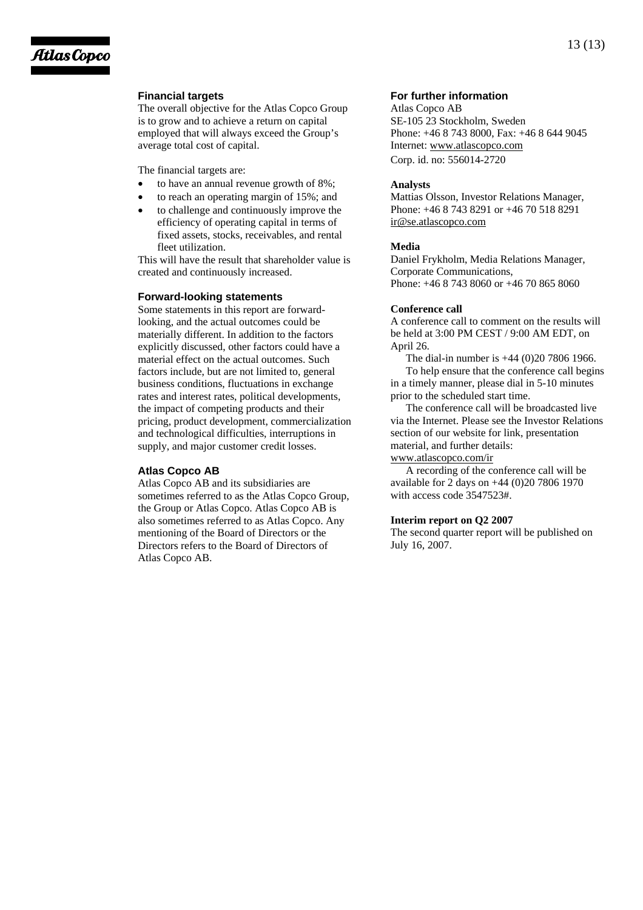## Financial targets

The overall objective for the Atlas Copco Group is to grow and to achieve a return on capital employed that will always exceed the Group's average total cost of capital.

The financial targets are:

- to have an annual revenue growth of 8%;
- to reach an operating margin of 15%; and
- to challenge and continuously improve the efficiency of operating capital in terms of fixed assets, stocks, receivables, and rental fleet utilization.

This will have the result that shareholder value is created and continuously increased.

## Forward-looking statements

Some statements in this report are forward-looking, and the actual outcomes could be materially different. In addition to the factors explicitly discussed, other factors could have a material effect on the actual outcomes. Such factors include, but are not limited to, general business conditions, fluctuations in exchange rates and interest rates, political developments, the impact of competing products and their pricing, product development, commercialization and technological difficulties, interruptions in supply, and major customer credit losses.

## Atlas Copco AB

Atlas Copco AB and its subsidiaries are sometimes referred to as the Atlas Copco Group, the Group or Atlas Copco. Atlas Copco AB is also sometimes referred to as Atlas Copco. Any mentioning of the Board of Directors or the Directors refers to the Board of Directors of Atlas Copco AB.

## For further information

Atlas Copco AB
SE-105 23 Stockholm, Sweden
Phone: +46 8 743 8000, Fax: +46 8 644 9045
Internet: www.atlascopco.com
Corp. id. no: 556014-2720

### Analysts

Mattias Olsson, Investor Relations Manager,
Phone: +46 8 743 8291 or +46 70 518 8291
ir@se.atlascopco.com

### Media

Daniel Frykholm, Media Relations Manager, Corporate Communications,
Phone: +46 8 743 8060 or +46 70 865 8060

### Conference call

A conference call to comment on the results will be held at 3:00 PM CEST / 9:00 AM EDT, on April 26.

The dial-in number is +44 (0)20 7806 1966.

To help ensure that the conference call begins in a timely manner, please dial in 5-10 minutes prior to the scheduled start time.

The conference call will be broadcasted live via the Internet. Please see the Investor Relations section of our website for link, presentation material, and further details:
www.atlascopco.com/ir

A recording of the conference call will be available for 2 days on +44 (0)20 7806 1970 with access code 3547523#.

### Interim report on Q2 2007

The second quarter report will be published on July 16, 2007.